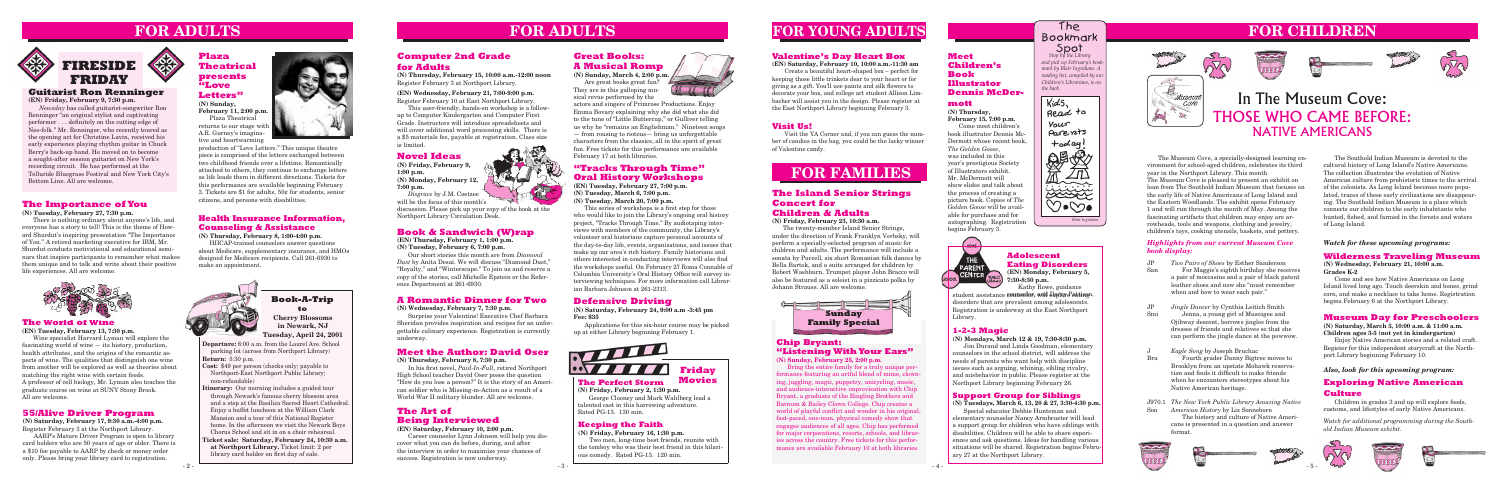# FOR ADULTS

## FIRESIDE FRIDAY

### Guitarist Ron Renninger

**(EN) Friday, February 9, 7:30 p.m.**

*Newsday* has called guitarist-songwriter Ron Renninger "an original stylist and captivating performer . . . definitely on the cutting edge of Neo-folk." Mr. Renninger, who recently toured as the opening act for Christine Lavin, received his early experience playing rhythm guitar in Chuck Berry's back-up band. He moved on to become a sought-after session guitarist on New York's recording circuit. He has performed at the Telluride Bluegrass Festival and New York City's Bottom Line. All are welcome.

### Plaza Theatrical presents "Love Letters"

**(N) Sunday, February 11, 2:00 p.m.**

Plaza Theatrical returns to our stage with A.R. Gurney's imaginative and heartwarming production of "Love Letters." This unique theatre piece is comprised of the letters exchanged between two childhood friends over a lifetime. Romantically attached to others, they continue to exchange letters as life leads them in different directions. Tickets for this performance are available beginning February 3. Tickets are $1 for adults, 50¢ for students, senior citizens, and persons with disabilities.

### The Importance of You

**(N) Tuesday, February 27, 7:30 p.m.**

There is nothing ordinary about anyone's life, and everyone has a story to tell! This is the theme of Howard Shurdut's inspiring presentation "The Importance of You." A retired marketing executive for IBM, Mr. Shurdut conducts motivational and educational seminars that inspire participants to remember what makes them unique and to talk and write about their positive life experiences. All are welcome.

### Health Insurance Information, Counseling & Assistance

**(N) Thursday, February 8, 1:00-4:00 p.m.**

HIICAP-trained counselors answer questions about Medicare, supplementary insurance, and HMOs designed for Medicare recipients. Call 261-6930 to make an appointment.

### The World of Wine

**(EN) Tuesday, February 13, 7:30 p.m.**

Wine specialist Harvard Lyman will explore the fascinating world of wine — its history, production, health attributes, and the origins of the romantic aspects of wine. The qualities that distinguish one wine from another will be explored as well as theories about matching the right wine with certain foods. A professor of cell biology, Mr. Lyman also teaches the graduate course on wine at SUNY Stony Brook. All are welcome.

### Book-A-Trip to Cherry Blossoms in Newark, NJ

**Tuesday, April 24, 2001**

**Departure:** 8:00 a.m. from the Laurel Ave. School parking lot (across from Northport Library)

**Return:** 5:30 p.m.

**Cost:** $40 per person (checks only; payable to Northport-East Northport Public Library; non-refundable)

**Itinerary:** Our morning includes a guided tour through Newark's famous cherry blossom area and a stop at the Basilica Sacred Heart Cathedral. Enjoy a buffet luncheon at the William Clark Mansion and a tour of this National Register home. In the afternoon we visit the Newark Boys Chorus School and sit in on a choir rehearsal.

**Ticket sale: Saturday, February 24, 10:30 a.m. at Northport Library.** Ticket limit: 2 per library card holder on first day of sale.

### 55/Alive Driver Program

**(N) Saturday, February 17, 9:30 a.m.-4:00 p.m.** Register February 3 at the Northport Library.

AARP's Mature Driver Program is open to library card holders who are 50 years of age or older. There is a $10 fee payable to AARP by check or money order only. Please bring your library card to registration.

# FOR ADULTS

### Computer 2nd Grade for Adults

**(N) Thursday, February 15, 10:00 a.m.-12:00 noon** Register February 3 at Northport Library.

**(EN) Wednesday, February 21, 7:00-9:00 p.m.** Register February 10 at East Northport Library.

This user-friendly, hands-on workshop is a follow-up to Computer Kindergarten and Computer First Grade. Instructors will introduce spreadsheets and will cover additional word processing skills. There is a $5 materials fee, payable at registration. Class size is limited.

### Novel Ideas

**(N) Friday, February 9, 1:00 p.m.**

**(N) Monday, February 12, 7:00 p.m.**

*Disgrace* by J.M. Coetzee will be the focus of this month's discussion. Please pick up your copy of the book at the Northport Library Circulation Desk.

### Book & Sandwich (W)rap

**(EN) Thursday, February 1, 1:00 p.m.**

**(N) Tuesday, February 6, 7:00 p.m.**

Our short stories this month are from *Diamond Dust* by Anita Desai. We will discuss "Diamond Dust," "Royalty," and "Winterscape." To join us and reserve a copy of the stories, call Michelle Epstein or the Reference Department at 261-6930.

### A Romantic Dinner for Two

**(N) Wednesday, February 7, 7:30 p.m.**

Surprise your Valentine! Executive Chef Barbara Sheridan provides inspiration and recipes for an unforgettable culinary experience. Registration is currently underway.

### Meet the Author: David Oser

**(N) Thursday, February 8, 7:30 p.m.**

In his first novel, *Paid-In-Full*, retired Northport High School teacher David Oser poses the question "How do you lose a person?" It is the story of an American soldier who is Missing-in-Action as a result of a World War II military blunder. All are welcome.

### The Art of Being Interviewed

**(EN) Saturday, February 10, 2:00 p.m.**

Career counselor Lynn Johnson will help you discover what you can do before, during, and after the interview in order to maximize your chances of success. Registration is now underway.

### Great Books: A Musical Romp

**(N) Sunday, March 4, 2:00 p.m.**

Are great books great fun? They are in this galloping musical revue performed by the actors and singers of Primrose Productions. Enjoy Emma Bovary explaining why she did what she did to the tune of "Little Buttercup," or Gulliver telling us why he "remains an Englishman." Nineteen songs — from rousing to riotous— bring us unforgettable characters from the classics, all in the spirit of great fun. Free tickets for this performance are available February 17 at both libraries.

### "Tracks Through Time" Oral History Workshops

**(EN) Tuesday, February 27, 7:00 p.m.**

**(N) Tuesday, March 6, 7:00 p.m.**

**(N) Tuesday, March 20, 7:00 p.m.**

This series of workshops is a first step for those who would like to join the Library's ongoing oral history project, "Tracks Through Time." By audiotaping interviews with members of the community, the Library's volunteer oral historians capture personal accounts of the day-to-day life, events, organizations, and issues that make up our area's rich history. Family historians and others interested in conducting interviews will also find the workshops useful. On February 27 Roma Connable of Columbia University's Oral History Office will survey interviewing techniques. For more information call Librarian Barbara Johnson at 261-2313.

### Defensive Driving

**(N) Saturday, February 24, 9:00 a.m.-3:45 pm Fee: $35**

Applications for this six-hour course may be picked up at either Library beginning February 1.

### Friday Movies

#### The Perfect Storm

**(N) Friday, February 2, 1:30 p.m.**

George Clooney and Mark Wahlberg lead a talented cast in this harrowing adventure. Rated PG-13. 130 min.

#### Keeping the Faith

**(N) Friday, February 16, 1:30 p.m.**

Two men, long-time best friends, reunite with the tomboy who was their best friend in this hilarious comedy. Rated PG-13. 120 min.

# FOR YOUNG ADULTS

### Valentine's Day Heart Box

**(EN) Saturday, February 10, 10:00 a.m.-11:30 am**

Create a beautiful heart-shaped box — perfect for keeping those little trinkets dear to your heart or for giving as a gift. You'll use paints and silk flowers to decorate your box, and college art student Alison Limbacher will assist you in the design. Please register at the East Northport Library beginning February 3.

### Visit Us!

Visit the YA Corner and, if you can guess the number of candies in the bag, you could be the lucky winner of Valentine candy.

The Bookmark Spot

*Stop by the Library and pick up February's bookmark by Blair Sugahara. A reading list, compiled by our Children's Librarians, is on the back.*

Kids, Read to Your Parents today!

# FOR FAMILIES

### The Island Senior Strings Concert for Children & Adults

**(N) Friday, February 23, 10:30 a.m.**

The twenty-member Island Senior Strings, under the direction of Frank Franklyn Verbsky, will perform a specially-selected program of music for children and adults. The performances will include a sonata by Purcell, six short Romanian folk dances by Bella Bartok, and a suite arranged for children by Robert Washburn. Trumpet player John Braccio will also be featured as a soloist in a pizzicato polka by Johann Strauss. All are welcome.

Sunday Family Special

### Chip Bryant: "Listening With Your Ears"

**(N) Sunday, February 25, 2:00 p.m.**

Bring the entire family for a truly unique performance featuring an artful blend of mime, clowning, juggling, magic, puppetry, unicycling, music, and audience-interactive improvisation with Chip Bryant, a graduate of the Ringling Brothers and Barnum & Bailey Clown College. Chip creates a world of playful conflict and wonder in his original, fast-paced, one-man, physical comedy show that engages audiences of all ages. Chip has performed for major corporations, resorts, schools, and libraries across the country. Free tickets for this performance are available February 10 at both libraries.

### Meet Children's Book Illustrator Dennis McDermott

**(N) Thursday, February 15, 7:00 p.m.**

Come meet children's book illustrator Dennis McDermott whose recent book, *The Golden Goose*, was included in this year's prestigious Society of Illustrators exhibit. Mr. McDermott will show slides and talk about the process of creating a picture book. Copies of *The Golden Goose* will be available for purchase and for autographing. Registration begins February 3.

THE PARENT CENTER

### Adolescent Eating Disorders

**(EN) Monday, February 5, 7:30-8:30 p.m.**

Kathy Rowe, guidance counselor, will discuss eating disorders that are prevalent among adolescents. Registration is underway at the East Northport Library.

student assistance counselor, will discuss eating disorders that are prevalent among adolescents. Registration is underway at the East Northport Library.

### 1-2-3 Magic

**(N) Monday, March 12 & 19, 7:30-8:30 p.m.**

Jim Durand and Linda Goodman, elementary counselors in the school district, will address the needs of parents who want help with discipline issues such as arguing, whining, sibling rivalry, and misbehavior in public. Please register at the Northport Library beginning February 26.

### Support Group for Siblings

**(N) Tuesdays, March 6, 13, 20 & 27, 3:30-4:30 p.m.**

Special educator Debbie Huntsman and elementary counselor Nancy Armbruster will lead a support group for children who have siblings with disabilities. Children will be able to share experiences and ask questions. Ideas for handling various situations will be shared. Registration begins February 27 at the Northport Library.

# FOR CHILDREN

## In The Museum Cove: THOSE WHO CAME BEFORE: NATIVE AMERICANS

The Museum Cove, a specially-designed learning environment for school-aged children, celebrates the third year in the Northport Library. This month The Museum Cove is pleased to present an exhibit on loan from The Southold Indian Museum that focuses on the early life of Native Americans of Long Island and the Eastern Woodlands. The exhibit opens February 1 and will run through the month of May. Among the fascinating artifacts that children may enjoy are arrowheads, tools and weapons, clothing and jewelry, children's toys, cooking utensils, baskets, and pottery.

#### *Highlights from our current Museum Cove book display:*

JP San — *Two Pairs of Shoes* by Esther Sanderson

For Maggie's eighth birthday she receives a pair of moccasins and a pair of black patent leather shoes and now she "must remember when and how to wear each pair."

JP Smi — *Jingle Dancer* by Cynthia Leitich Smith

Jenna, a young girl of Muscogee and Ojibway descent, borrows jingles from the dresses of friends and relatives so that she can perform the jingle dance at the powwow.

J Bru — *Eagle Song* by Joseph Bruchac

Fourth grader Danny Bigtree moves to Brooklyn from an upstate Mohawk reservation and finds it difficult to make friends when he encounters stereotypes about his Native American heritage.

J970.1 Son — *The New York Public Library Amazing Native American History* by Liz Sonneborn

The history and culture of Native Americans is presented in a question and answer format.

The Southold Indian Museum is devoted to the cultural history of Long Island's Native Americans. The collection illustrates the evolution of Native American culture from prehistoric times to the arrival of the colonists. As Long Island becomes more populated, traces of these early civilizations are disappearing. The Southold Indian Museum is a place which connects our children to the early inhabitants who hunted, fished, and farmed in the forests and waters of Long Island.

#### *Watch for these upcoming programs:*

### Wilderness Traveling Museum

**(N) Wednesday, February 21, 10:00 a.m. Grades K-2**

Come and see how Native Americans on Long Island lived long ago. Touch deerskin and bones, grind corn, and make a necklace to take home. Registration begins February 6 at the Northport Library.

### Museum Day for Preschoolers

**(N) Saturday, March 3, 10:00 a.m. & 11:00 a.m. Children ages 3-5 (not yet in kindergarten)**

Enjoy Native American stories and a related craft. Register for this independent storycraft at the Northport Library beginning February 10.

#### *Also, look for this upcoming program:*

### Exploring Native American Culture

Children in grades 3 and up will explore foods, customs, and lifestyles of early Native Americans.

*Watch for additional programming during the Southold Indian Museum exhibit.*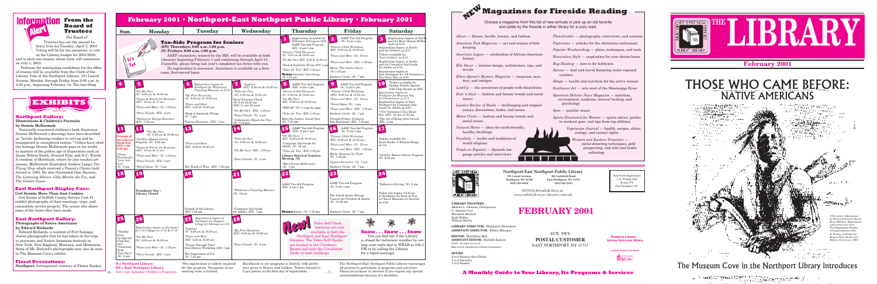# Information Alert

## From the Board of Trustees

The Board of Trustees has set the annual Library Vote for Tuesday, April 3, 2001. Voting will be for two purposes: to vote on the Library budget for 2001/2002 and to elect one trustee whose term will commence on July 1, 2001.

Petitions for nominating candidates for the office of trustee will be available from the Clerk of the Library Vote at the Northport Library, 151 Laurel Avenue, Monday through Friday from 9:00 a.m. to 4:30 p.m., beginning February 14. The last filing

# EXHIBITS

## Northport Gallery:

**Illustrations & Children's Portraits by Dennis McDermott**

Nationally-renowned children's book illustrator Dennis McDermott's drawings have been described as "lavish, beckoning readers to curl up and be transported to unexplored realms." Critics have cited the homage Dennis McDermott pays in his works to masters of the golden age of illustrators such as Jessie Willcox Smith, Howard Pyle, and N.C. Wyeth. A resident of Mattituck, where he also teaches art classes, McDermott illustrated Andrew Lang's *The Flying Ship* which received a Parent's Choice Gold Award in 1995. He also illustrated *Own Raccoon*, *The Listening Silence*, *Gilly Martin the Fox*, and *The Golden Goose*.

## East Northport Display Case:

**Girl Scouts: More Than Just Cookies**

Girl Scouts of Suffolk County Service Unit #1 exhibit photographs of their meetings, trips, and community service projects. The scouts also share some of the items they have made.

## East Northport Gallery:

**Photographs of Native Americans by Edward Richards**

Edward Richards, a resident of Fort Salonga, shares photographs that he has taken on his trips to powwows and Native American festivals in New York, New England, Montana, and Minnesota. Some of Mr. Richard's photographs may also be seen in The Museum Cove's exhibit.

## Floral Decorations:

**Northport:** Arrangement courtesy of Flower Basket.

# February 2001 • Northport-East Northport Public Library • February 2001

**Tax-Aide Program for Seniors**
**(EN) Thursdays, 9:00 a.m.-1:00 p.m.**
**(N) Fridays, 9:00 a.m.-1:00 p.m.**

AARP counselors, trained by the IRS, will be available at both Libraries beginning February 1 and continuing through April 13. If possible, please bring last year's completed tax forms with you. No registration is necessary. Assistance is available on a first-come, first-served basis.

| Sun. | Monday | Tuesday | Wednesday | Thursday | Friday | Saturday |
|---|---|---|---|---|---|---|
| | | | | **1** Applications available for Defensive Driving on 2/24; AARP Tax-Aid Program (EN) 9 am-1 pm; *Parent/Child Discovery (N) 9:30 am & 10:45 am*; *On My Own (EN) 9:30 & 10:30 am*; *Book & Sandwich Wrap (EN) 1 pm*; *Tales for Two (EN) 1:30 pm*; **Netwaves** Internet User Group (N) 7:30 pm | **2** AARP Tax-Aid Program (N) 9 am-1 pm; *Parent/Child Workshop (EN) 9:30 am & 10:45 am*; *Fours and More (N) 10 am*; *Fours and More (EN) 1:30 pm*; Movie: *The Perfect Storm* (N) 1:30 pm; Knitters' Circle (N) 7 pm | **3** Registration begins at Northport for Meet Dennis McDermott on 2/15; Registration begins at Northport for *Skillbites* on 2/17; Tickets available for "Love Letters" on 2/11; Registration begins at Northport for Computer 2nd Grade for Adults on 2/15; Registration begins at East Northport for YA Valentine's Day Heart Box on 2/10 |
| **4** | **5** *On My Own (N) 9:30 am & 10:30 am*; *Songs & Stories for Everyone (EN) 10 am & 11 am*; *Fours and More (N) 1:30 pm*; *Story Parade (EN) 4 pm*; *Adolescent Eating Disorders (EN) 7:30 pm* | **6** Registration begins at Northport for Wilderness Training Museum on 2/21; *My First Storytime (N) 9:30 & 10:30 am*; *Fours and More (EN) 9:30 & 10:30 am*; *Story Parade (N) 4 pm*; *Pajama Storytime (EN) 7 pm* | **7** *LapSitters (EN) 9:30 am & 10:30 am*; *Tales for Two (N) 9:30 am & 10:30 am*; Blood Pressure Check (N) 9:30-10:30 am (EN) 11 am-12 noon; *On My Own (EN) 1:30 pm*; *Story Parade (N) 4 pm*; *A Romantic Dinner for Two (N) 7:30 pm* | **8** AARP Tax-Aid Program (EN) 9 am-1 pm; *Parent/Child Discovery (N) 9:30 am & 10:45 am*; *On My Own (EN) 9:30 & 10:30 am*; *HIICAP (N) 1-4 pm by appt.; *Tales for Two (EN) 1:30 pm*; Meet the Author: David Oser (N) 7:30 pm | **9** AARP Tax-Aid Program (N) 9 am-1 pm; *Parent/Child Workshop (EN) 9:30 am & 10:45 am*; *Fours and More (N) 10 am*; *Fours and More (EN) 1:30 pm*; *Novel Ideas (N) 1 pm*; Fireside Friday: Guitarist Ron Brauninger (EN) 7:30 pm | **10** Tickets available for Sunday Family Special with Chip Bryant on 2/25; Registration begins at Northport for Museum Day for Preschoolers on 2/13; Registration begins at East Northport for Computer 2nd Grade for Adults on 2/21; *YA Valentine's Day Heart Box (EN) 10 am-11:30 am*; *The Art of Being Interviewed (EN) 3 pm |
| **11** **Friends of the Library Book Sale (EN) 1:30-4:30 pm**; *Plaza Theatrical's "Love Letters"* (N) 2 pm | **12** *On My Own (N) 9:30 am & 10:30 am*; *55/Alive Mature Driver Program (N) 9:30 am*; *Songs & Stories for Everyone (EN) 10 am & 11 am*; *Fours and More (N) 1:30 pm*; *Story Parade (EN) 4 pm*; *Novel Ideas (N) 7 pm | **13** *Fours and More (EN) 9:30 & 10:30 am*; The World of Wine (EN) 7:30 pm | **14** *Tales for Two (N) 9:30 am & 10:30 am*; *Computer 2nd Grade for Adults (N) 10 am*; *On My Own (EN) 1:30 pm*; **Library Board of Trustees Meeting (N)**; *Meet Dennis McDermott (N) 7 pm | **15** AARP Tax-Aid Program (EN) 9 am-1 pm; *On My Own (EN) 9:30 & 10:30 am*; *Tales for Two (EN) 1:30 pm*; *Story Parade (N) 4 pm* | **16** AARP Tax-Aid Program (N) 9 am-1 pm; *Parent/Child Workshop (EN) 9:30 am & 10:45 am*; *Fours and More (N) 10 am*; *Fours and More (EN) 1:30 pm*; Movie: *Keeping the Faith* (N) 1:30 pm; *Pajama Storytime (N) 7 pm*; Knitters' Circle (N) 7 pm | **17** Tickets available for Great Books: A Musical Romp on 3/4; *55/Alive Mature Driver Program (N) 9:30 am |
| **18** | **19** Presidents' Day – Library Closed | **20** Friends of the Library (EN) 7:30 pm | **21** *Wilderness Training Museum (N) 10 am | **22** AARP Tax-Aid Program (EN) 9 am-1 pm | **23** AARP Tax-Aid Program (N) 9 am-1 pm; The Island Senior Strings Concert for Children & Adults (N) 10:30 am; Knitters' Circle (N) 7 pm | **24** *Defensive Driving (N) 9 am; Ticket sale begins 10:30 am at Northport for Book-A-Trip to Cherry Blossoms in Newark on 4/24 |
| **25** *Sunday Fun: My Special Clog Boy-ant* *Listening With Your Eyes* (N) 2 pm | **26** Registration begins at Northport for 1-2-3 Magic on 3/12 & 3/19; *On My Own (N) 9:30 am & 10:30 am*; *Fours and More (N) 1:30 pm*; *Story Parade (EN) 4 pm* | **27** Registration begins at Northport for Support Group for Siblings on 2/6; *LapSitters (EN) 9:30 am & 10:30 am*; *Fours and More (EN) 9:30 & 10:30 am*; *Trucks Through Time* Oral History Workshop (EN) 7 pm; The Importance of You (N) 7:30 pm | **28** *My First Storytime (N) 9:30 am & 10:30 am*; *Story Parade (N) 4 pm* | **Netwaves** Basics (N) 7:30 pm | Knitters' Circle (N) 7 pm | |

Computer 2nd Grade for Adults (EN) 7 pm

**New!** Video Self Check machines are now available in both the Northport and East Northport libraries. The Video Self Checks are located in the Children's Rooms and near the Circulation Desks in both buildings.

**Snow . . . Snow . . . Snow**
You can find out if the Library is closed for inclement weather by setting your radio dial to WBAB at 102.3 FM or by calling the Library for a taped message.

N = Northport Library
EN = East Northport Library
*= *Italic type indicates Children's Programs.*

*Pre-registration or tickets required for this program. Occupancy of our meeting room is limited.

Enrollment in our programs is limited, with preference given to library card holders. Tickets limited to 2 per patron on the first day of registration.

The Northport-East Northport Public Library encourages all patrons to participate in programs and activities. Please let us know in advance if you require any special accommodations because of a disability.

# NEW Magazines for Fireside Reading

Choose a magazine from this list of new arrivals or pick up an old favorite and settle by the fireside in either library for a cozy read.

*Allure* — fitness, health, beauty, and fashion

*American Fish Magazine* — art and science of fishkeeping

*American Legacy* — celebration of African-American history

*Elle Decor* — interior design, architecture, tips, and trends

*Ellery Queen's Mystery Magazine* — suspense, mystery, and intrigue

*LinkUp* — the newsletter of people with disabilities

*Knit 'n Style* — fashion and beauty trends and social issues

*London Review of Books* — challenging and original essays, discussions, books, and issues

*Marie Claire* — fashion and beauty trends and issues

*Natural Home* — ideas for earth-friendly, healthy dwellings

*Parabola* — myths and traditions of world religions

*People en Español* — Spanish language articles and interviews

*Photolvaider* — photography, interviews, and contests

*Poptronics* — articles for the electronics enthusiast

*Popular Woodworking* — plans, techniques, and tools

*Renovation Style* — inspiration for your dream home

*Rug Hooking* — how-to for hobbyists

*Saveur* — food and travel featuring exotic regional cuisines

*Shape* — health and nutrition for the active woman

*Southwest Art* — arts west of the Mississippi River

*Spectrum Holistic News Magazine* — nutrition, environment, medicine, natural healing, and psychology

*Spin* — popular music

*Sports Illustrated for Women* — sports advice, guides to workout gear, and tips from top athletes

*Vegetarian Journal* — health, recipes, ethics, ecology, and animal rights

*Western and Eastern Treasures* — metal detecting techniques, gold prospecting, and relic and bottle collecting

**Northport-East Northport Public Library**
151 Laurel Avenue, Northport, NY 11768, (631) 261-6930
185 Larkfield Road, East Northport, NY 11731, (631) 261-2313

NETWALK@suffolk.lib.ny.us
www.suffolk.lib.ny.us/libraries/netwalk

Non-Profit Organization
U.S. Postage Paid
Permit #78
East Northport, NY

# FEBRUARY 2001

ECR SWS
**POSTAL CUSTOMER**
EAST NORTHPORT, NY 11731

**LIBRARY TRUSTEES**
Michael L. Glennon, Chairperson
C. Annette Carr
Elizabeth McCloud
Ruth Moller
William Martin

**LIBRARY DIRECTOR:** Stephanie Heineman
**ASSISTANT DIRECTOR:** Eileen Minogue

**EDITOR:** MaryEllen Mall
**ASSISTANT EDITOR:** Michelle Epstein

©2001. All rights reserved.
May not be reproduced without permission.

**HOURS**
9 to 9 Monday thru Friday
9 to 5 Saturday
1 to 5 Sunday

Preserve a forest . . . borrow from your library.

## A Monthly Guide to Your Library, Its Programs & Services

# THE LIBRARY

**February 2001**

# THOSE WHO CAME BEFORE: NATIVE AMERICANS

*17th century Algonquian by Shinnecock artist David Bunn Martine. Reproduced with permission from The Algonquian Peoples of Long Island by John A. Strong; published by Empire State Books and Hofstra University, 1997.*

## The Museum Cove in the Northport Library introduces